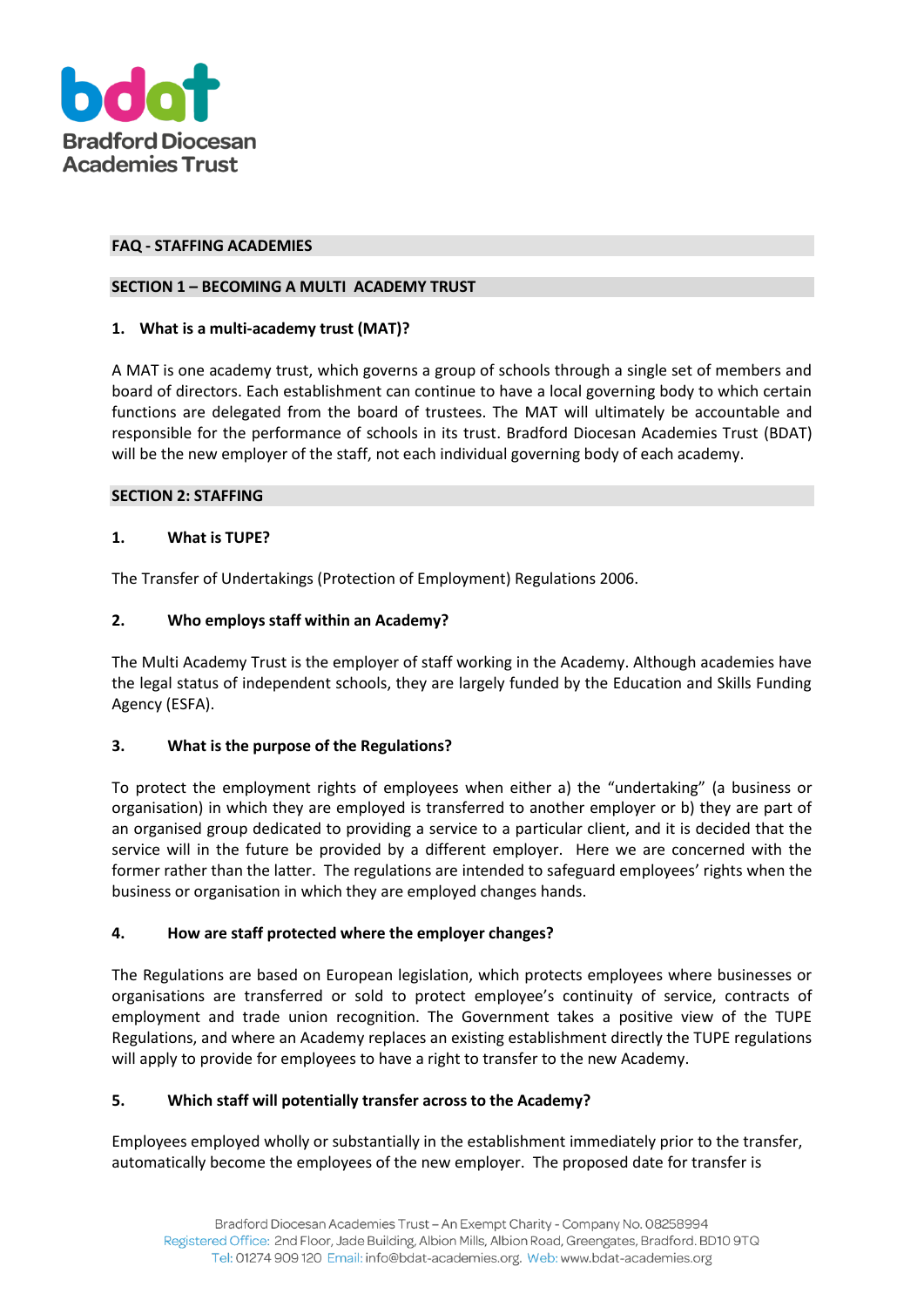Bradford Diocesan Academies Trust

## FAQ - STAFFING ACADEMIES

## SECTION 1 – BECOMING A MULTI ACADEMY TRUST

### 1. What is a multi-academy trust (MAT)?

A MAT is one academy trust, which governs a group of schools through a single set of members and board of directors. Each establishment can continue to have a local governing body to which certain functions are delegated from the board of trustees. The MAT will ultimately be accountable and responsible for the performance of schools in its trust. Bradford Diocesan Academies Trust (BDAT) will be the new employer of the staff, not each individual governing body of each academy.

## SECTION 2: STAFFING

### 1. What is TUPE?

The Transfer of Undertakings (Protection of Employment) Regulations 2006.

### 2. Who employs staff within an Academy?

The Multi Academy Trust is the employer of staff working in the Academy. Although academies have the legal status of independent schools, they are largely funded by the Education and Skills Funding Agency (ESFA).

### 3. What is the purpose of the Regulations?

To protect the employment rights of employees when either a) the "undertaking" (a business or organisation) in which they are employed is transferred to another employer or b) they are part of an organised group dedicated to providing a service to a particular client, and it is decided that the service will in the future be provided by a different employer. Here we are concerned with the former rather than the latter. The regulations are intended to safeguard employees' rights when the business or organisation in which they are employed changes hands.

### 4. How are staff protected where the employer changes?

The Regulations are based on European legislation, which protects employees where businesses or organisations are transferred or sold to protect employee's continuity of service, contracts of employment and trade union recognition. The Government takes a positive view of the TUPE Regulations, and where an Academy replaces an existing establishment directly the TUPE regulations will apply to provide for employees to have a right to transfer to the new Academy.

### 5. Which staff will potentially transfer across to the Academy?

Employees employed wholly or substantially in the establishment immediately prior to the transfer, automatically become the employees of the new employer. The proposed date for transfer is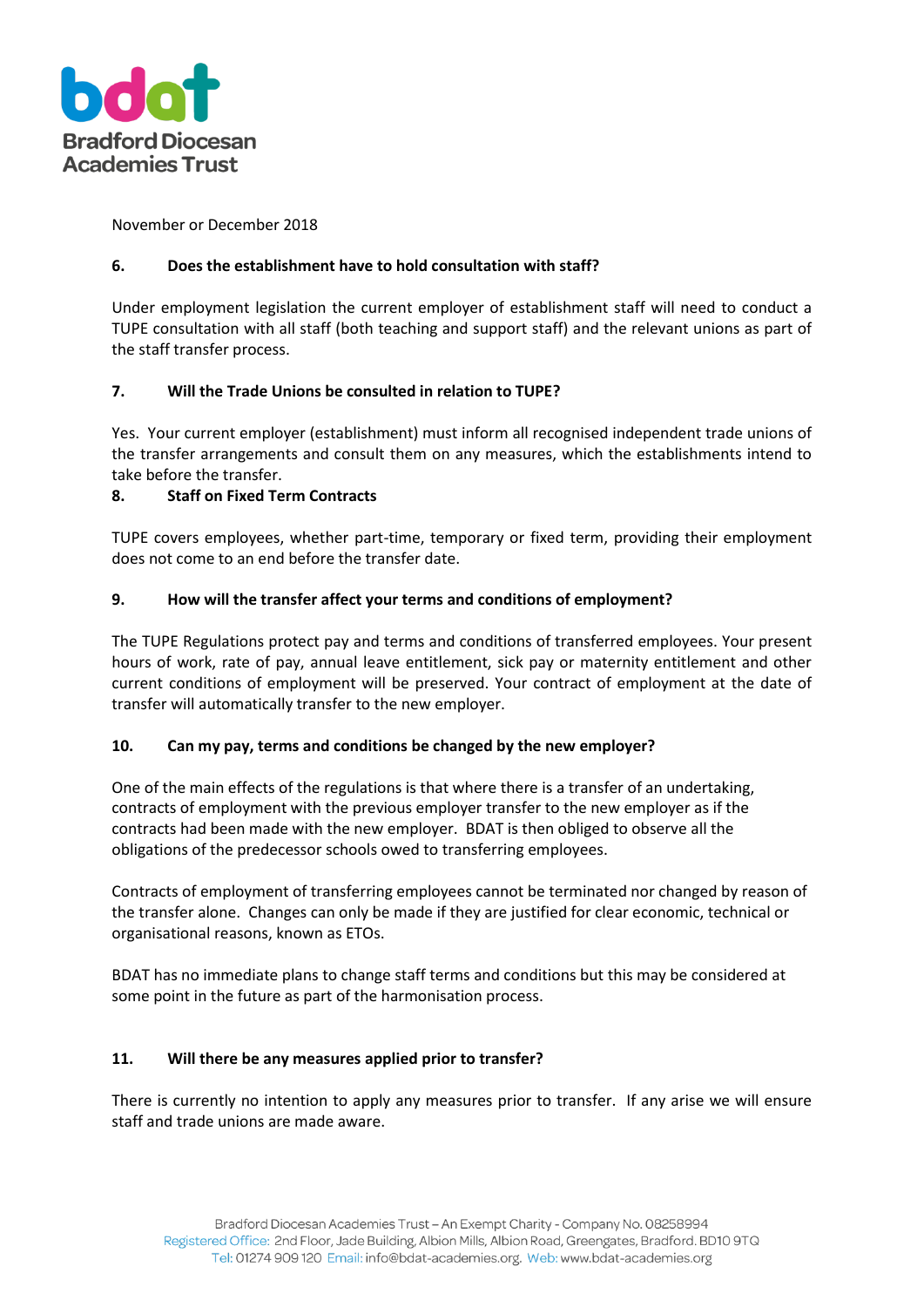November or December 2018

### 6. Does the establishment have to hold consultation with staff?

Under employment legislation the current employer of establishment staff will need to conduct a TUPE consultation with all staff (both teaching and support staff) and the relevant unions as part of the staff transfer process.

### 7. Will the Trade Unions be consulted in relation to TUPE?

Yes. Your current employer (establishment) must inform all recognised independent trade unions of the transfer arrangements and consult them on any measures, which the establishments intend to take before the transfer.

### 8. Staff on Fixed Term Contracts

TUPE covers employees, whether part-time, temporary or fixed term, providing their employment does not come to an end before the transfer date.

### 9. How will the transfer affect your terms and conditions of employment?

The TUPE Regulations protect pay and terms and conditions of transferred employees. Your present hours of work, rate of pay, annual leave entitlement, sick pay or maternity entitlement and other current conditions of employment will be preserved. Your contract of employment at the date of transfer will automatically transfer to the new employer.

### 10. Can my pay, terms and conditions be changed by the new employer?

One of the main effects of the regulations is that where there is a transfer of an undertaking, contracts of employment with the previous employer transfer to the new employer as if the contracts had been made with the new employer. BDAT is then obliged to observe all the obligations of the predecessor schools owed to transferring employees.

Contracts of employment of transferring employees cannot be terminated nor changed by reason of the transfer alone. Changes can only be made if they are justified for clear economic, technical or organisational reasons, known as ETOs.

BDAT has no immediate plans to change staff terms and conditions but this may be considered at some point in the future as part of the harmonisation process.

### 11. Will there be any measures applied prior to transfer?

There is currently no intention to apply any measures prior to transfer. If any arise we will ensure staff and trade unions are made aware.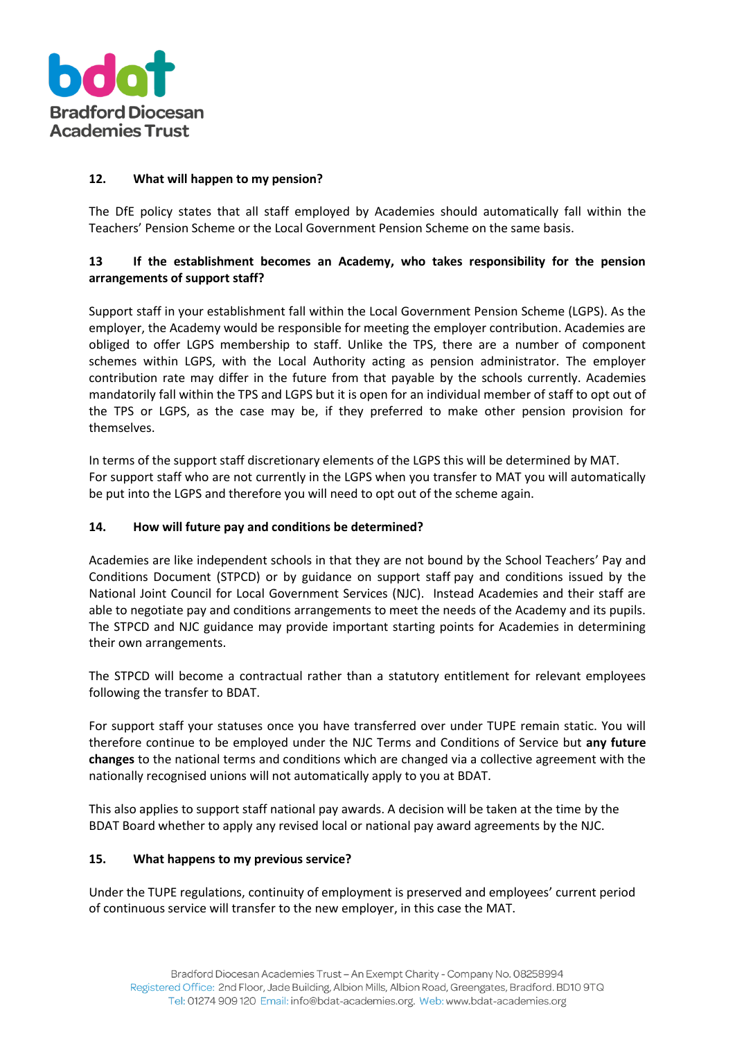### 12. What will happen to my pension?

The DfE policy states that all staff employed by Academies should automatically fall within the Teachers' Pension Scheme or the Local Government Pension Scheme on the same basis.

### 13 If the establishment becomes an Academy, who takes responsibility for the pension arrangements of support staff?

Support staff in your establishment fall within the Local Government Pension Scheme (LGPS). As the employer, the Academy would be responsible for meeting the employer contribution. Academies are obliged to offer LGPS membership to staff. Unlike the TPS, there are a number of component schemes within LGPS, with the Local Authority acting as pension administrator. The employer contribution rate may differ in the future from that payable by the schools currently. Academies mandatorily fall within the TPS and LGPS but it is open for an individual member of staff to opt out of the TPS or LGPS, as the case may be, if they preferred to make other pension provision for themselves.

In terms of the support staff discretionary elements of the LGPS this will be determined by MAT.
For support staff who are not currently in the LGPS when you transfer to MAT you will automatically be put into the LGPS and therefore you will need to opt out of the scheme again.

### 14. How will future pay and conditions be determined?

Academies are like independent schools in that they are not bound by the School Teachers' Pay and Conditions Document (STPCD) or by guidance on support staff pay and conditions issued by the National Joint Council for Local Government Services (NJC). Instead Academies and their staff are able to negotiate pay and conditions arrangements to meet the needs of the Academy and its pupils. The STPCD and NJC guidance may provide important starting points for Academies in determining their own arrangements.

The STPCD will become a contractual rather than a statutory entitlement for relevant employees following the transfer to BDAT.

For support staff your statuses once you have transferred over under TUPE remain static. You will therefore continue to be employed under the NJC Terms and Conditions of Service but **any future changes** to the national terms and conditions which are changed via a collective agreement with the nationally recognised unions will not automatically apply to you at BDAT.

This also applies to support staff national pay awards. A decision will be taken at the time by the BDAT Board whether to apply any revised local or national pay award agreements by the NJC.

### 15. What happens to my previous service?

Under the TUPE regulations, continuity of employment is preserved and employees' current period of continuous service will transfer to the new employer, in this case the MAT.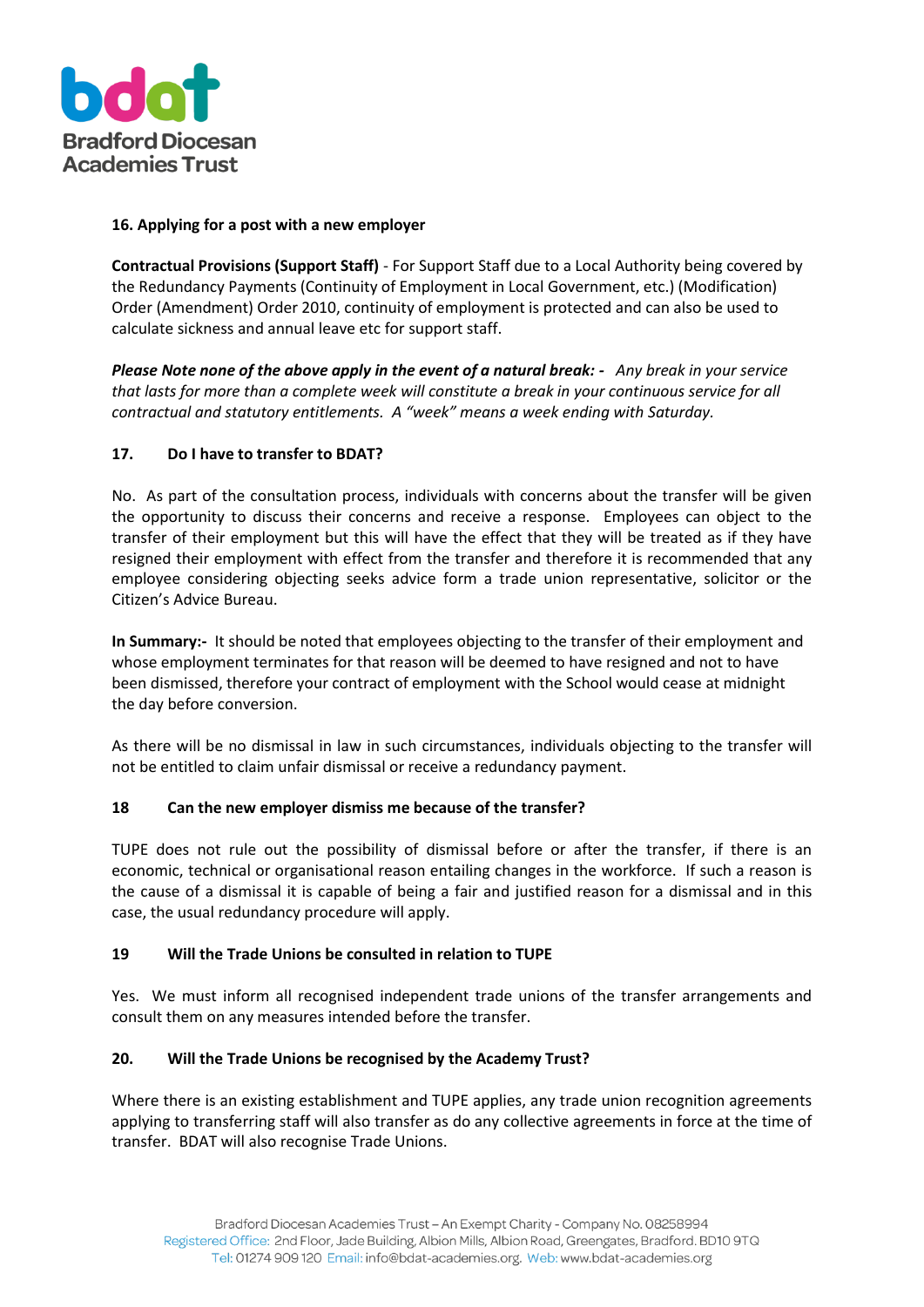### 16. Applying for a post with a new employer

**Contractual Provisions (Support Staff)** - For Support Staff due to a Local Authority being covered by the Redundancy Payments (Continuity of Employment in Local Government, etc.) (Modification) Order (Amendment) Order 2010, continuity of employment is protected and can also be used to calculate sickness and annual leave etc for support staff.

***Please Note none of the above apply in the event of a natural break: -*** *Any break in your service that lasts for more than a complete week will constitute a break in your continuous service for all contractual and statutory entitlements. A "week" means a week ending with Saturday.*

### 17. Do I have to transfer to BDAT?

No. As part of the consultation process, individuals with concerns about the transfer will be given the opportunity to discuss their concerns and receive a response. Employees can object to the transfer of their employment but this will have the effect that they will be treated as if they have resigned their employment with effect from the transfer and therefore it is recommended that any employee considering objecting seeks advice form a trade union representative, solicitor or the Citizen's Advice Bureau.

**In Summary:-** It should be noted that employees objecting to the transfer of their employment and whose employment terminates for that reason will be deemed to have resigned and not to have been dismissed, therefore your contract of employment with the School would cease at midnight the day before conversion.

As there will be no dismissal in law in such circumstances, individuals objecting to the transfer will not be entitled to claim unfair dismissal or receive a redundancy payment.

### 18 Can the new employer dismiss me because of the transfer?

TUPE does not rule out the possibility of dismissal before or after the transfer, if there is an economic, technical or organisational reason entailing changes in the workforce. If such a reason is the cause of a dismissal it is capable of being a fair and justified reason for a dismissal and in this case, the usual redundancy procedure will apply.

### 19 Will the Trade Unions be consulted in relation to TUPE

Yes. We must inform all recognised independent trade unions of the transfer arrangements and consult them on any measures intended before the transfer.

### 20. Will the Trade Unions be recognised by the Academy Trust?

Where there is an existing establishment and TUPE applies, any trade union recognition agreements applying to transferring staff will also transfer as do any collective agreements in force at the time of transfer. BDAT will also recognise Trade Unions.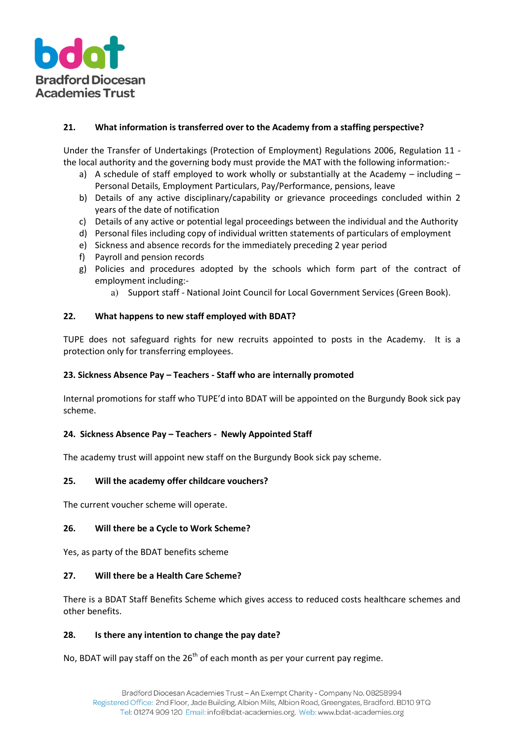**21. What information is transferred over to the Academy from a staffing perspective?**

Under the Transfer of Undertakings (Protection of Employment) Regulations 2006, Regulation 11 - the local authority and the governing body must provide the MAT with the following information:-

a) A schedule of staff employed to work wholly or substantially at the Academy – including – Personal Details, Employment Particulars, Pay/Performance, pensions, leave
b) Details of any active disciplinary/capability or grievance proceedings concluded within 2 years of the date of notification
c) Details of any active or potential legal proceedings between the individual and the Authority
d) Personal files including copy of individual written statements of particulars of employment
e) Sickness and absence records for the immediately preceding 2 year period
f) Payroll and pension records
g) Policies and procedures adopted by the schools which form part of the contract of employment including:-
    a) Support staff - National Joint Council for Local Government Services (Green Book).

**22. What happens to new staff employed with BDAT?**

TUPE does not safeguard rights for new recruits appointed to posts in the Academy. It is a protection only for transferring employees.

**23. Sickness Absence Pay – Teachers - Staff who are internally promoted**

Internal promotions for staff who TUPE'd into BDAT will be appointed on the Burgundy Book sick pay scheme.

**24. Sickness Absence Pay – Teachers - Newly Appointed Staff**

The academy trust will appoint new staff on the Burgundy Book sick pay scheme.

**25. Will the academy offer childcare vouchers?**

The current voucher scheme will operate.

**26. Will there be a Cycle to Work Scheme?**

Yes, as party of the BDAT benefits scheme

**27. Will there be a Health Care Scheme?**

There is a BDAT Staff Benefits Scheme which gives access to reduced costs healthcare schemes and other benefits.

**28. Is there any intention to change the pay date?**

No, BDAT will pay staff on the 26th of each month as per your current pay regime.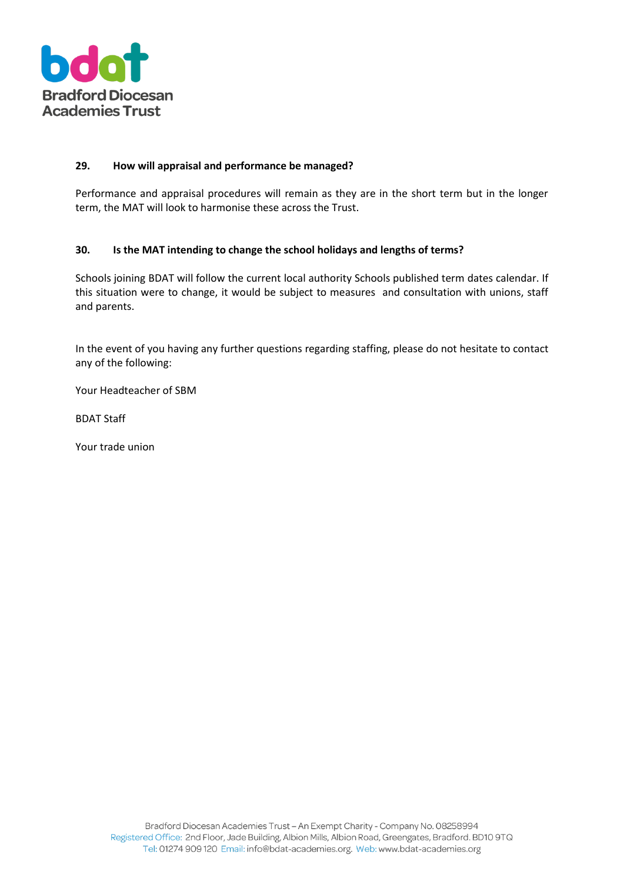### 29. How will appraisal and performance be managed?

Performance and appraisal procedures will remain as they are in the short term but in the longer term, the MAT will look to harmonise these across the Trust.

### 30. Is the MAT intending to change the school holidays and lengths of terms?

Schools joining BDAT will follow the current local authority Schools published term dates calendar. If this situation were to change, it would be subject to measures and consultation with unions, staff and parents.

In the event of you having any further questions regarding staffing, please do not hesitate to contact any of the following:

Your Headteacher of SBM

BDAT Staff

Your trade union